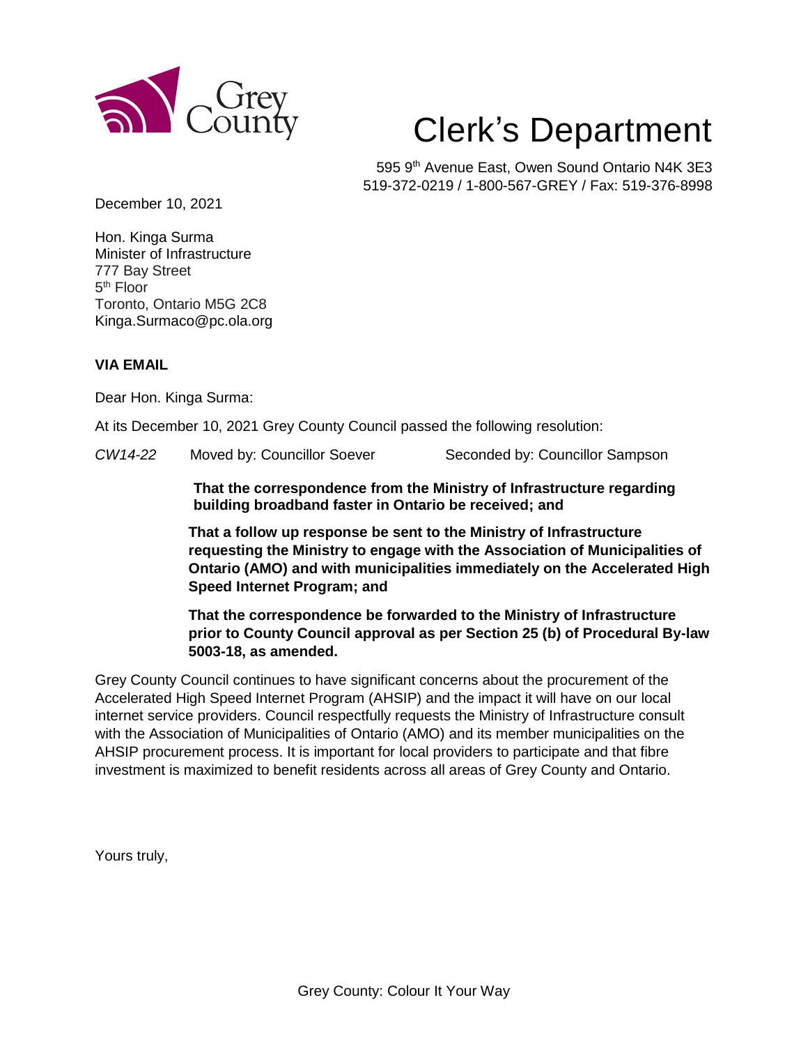Grey County

# Clerk's Department

595 9th Avenue East, Owen Sound Ontario N4K 3E3
519-372-0219 / 1-800-567-GREY / Fax: 519-376-8998

December 10, 2021

Hon. Kinga Surma
Minister of Infrastructure
777 Bay Street
5th Floor
Toronto, Ontario M5G 2C8
Kinga.Surmaco@pc.ola.org

**VIA EMAIL**

Dear Hon. Kinga Surma:

At its December 10, 2021 Grey County Council passed the following resolution:

*CW14-22* Moved by: Councillor Soever Seconded by: Councillor Sampson

> **That the correspondence from the Ministry of Infrastructure regarding building broadband faster in Ontario be received; and**
>
> **That a follow up response be sent to the Ministry of Infrastructure requesting the Ministry to engage with the Association of Municipalities of Ontario (AMO) and with municipalities immediately on the Accelerated High Speed Internet Program; and**
>
> **That the correspondence be forwarded to the Ministry of Infrastructure prior to County Council approval as per Section 25 (b) of Procedural By-law 5003-18, as amended.**

Grey County Council continues to have significant concerns about the procurement of the Accelerated High Speed Internet Program (AHSIP) and the impact it will have on our local internet service providers. Council respectfully requests the Ministry of Infrastructure consult with the Association of Municipalities of Ontario (AMO) and its member municipalities on the AHSIP procurement process. It is important for local providers to participate and that fibre investment is maximized to benefit residents across all areas of Grey County and Ontario.

Yours truly,

Grey County: Colour It Your Way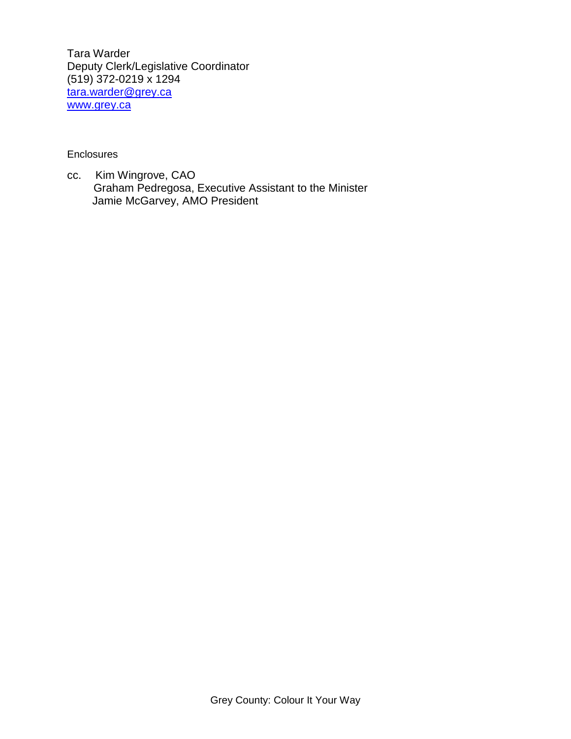Tara Warder
Deputy Clerk/Legislative Coordinator
(519) 372-0219 x 1294
[tara.warder@grey.ca](mailto:tara.warder@grey.ca)
[www.grey.ca](http://www.grey.ca)

Enclosures

cc. Kim Wingrove, CAO
Graham Pedregosa, Executive Assistant to the Minister
Jamie McGarvey, AMO President

Grey County: Colour It Your Way